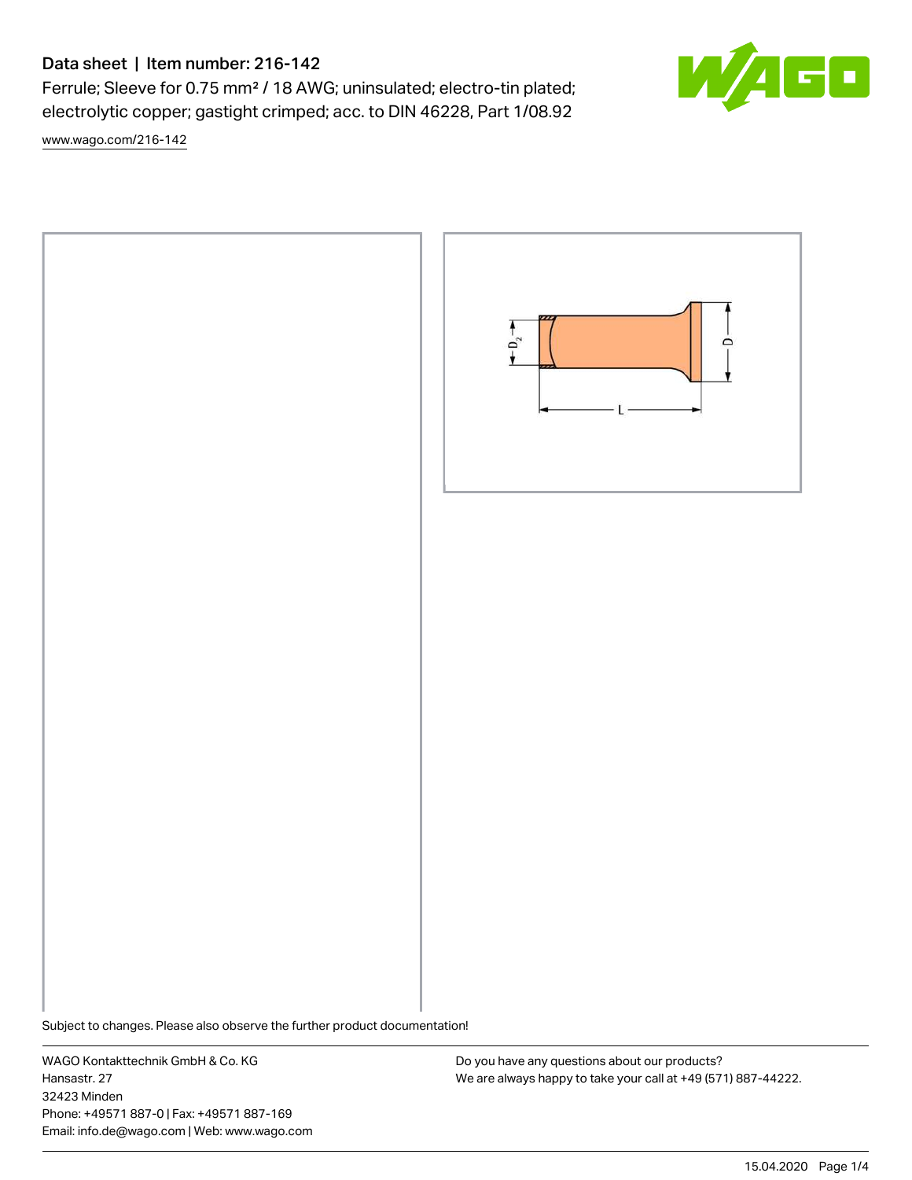# Data sheet | Item number: 216-142

Ferrule; Sleeve for 0.75 mm² / 18 AWG; uninsulated; electro-tin plated; electrolytic copper; gastight crimped; acc. to DIN 46228, Part 1/08.92

www.wago.com/216-142

Subject to changes. Please also observe the further product documentation!

WAGO Kontakttechnik GmbH & Co. KG
Hansastr. 27
32423 Minden
Phone: +49571 887-0 | Fax: +49571 887-169
Email: info.de@wago.com | Web: www.wago.com

Do you have any questions about our products?
We are always happy to take your call at +49 (571) 887-44222.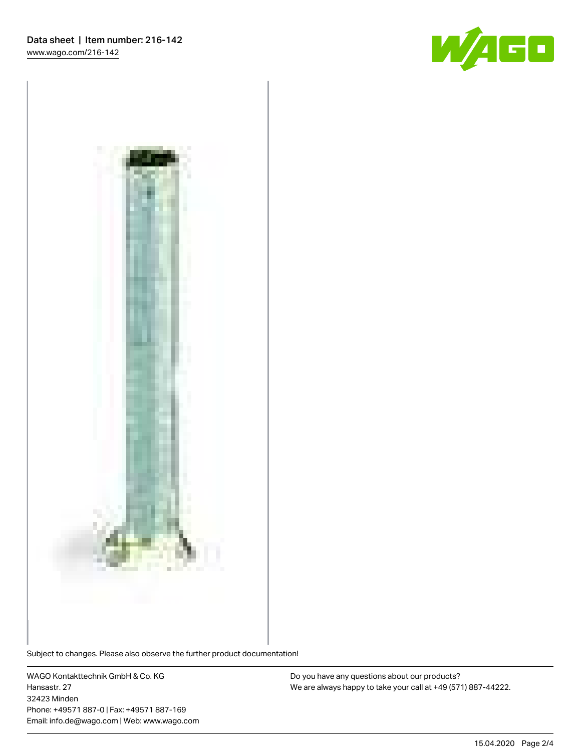Subject to changes. Please also observe the further product documentation!

WAGO Kontakttechnik GmbH & Co. KG
Hansastr. 27
32423 Minden
Phone: +49571 887-0 | Fax: +49571 887-169
Email: info.de@wago.com | Web: www.wago.com

Do you have any questions about our products?
We are always happy to take your call at +49 (571) 887-44222.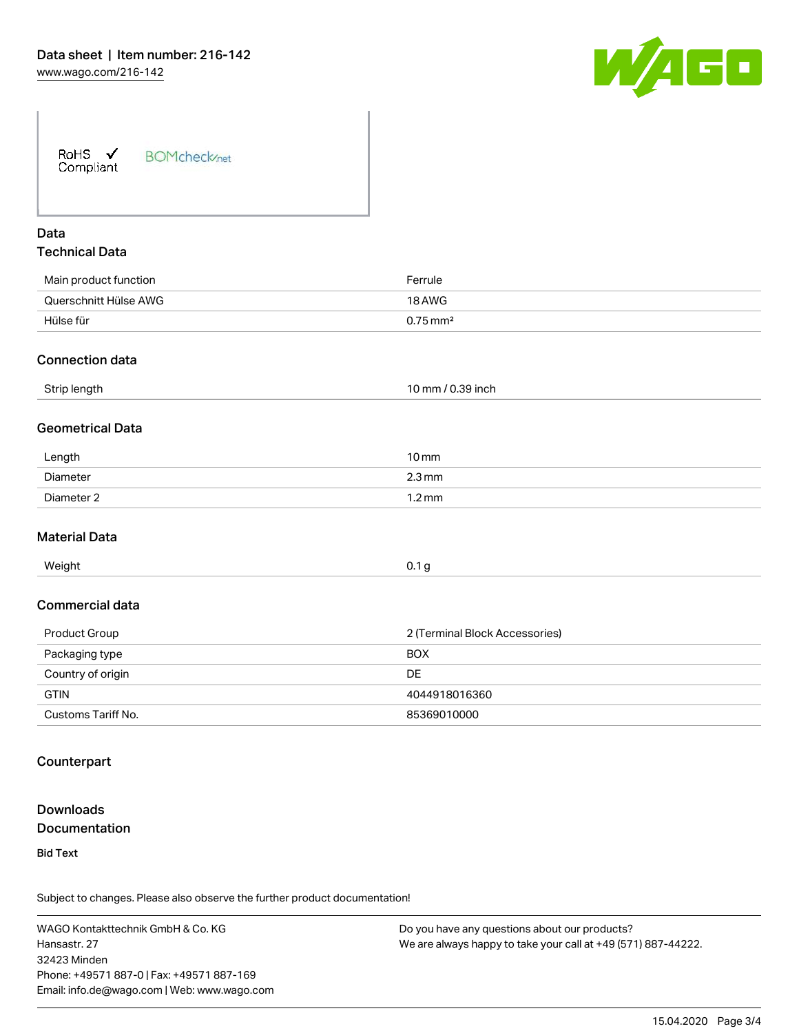RoHS ✓ Compliant   BOMcheck.net

## Data

### Technical Data

| | |
|---|---|
| Main product function | Ferrule |
| Querschnitt Hülse AWG | 18 AWG |
| Hülse für | 0.75 mm² |

### Connection data

| | |
|---|---|
| Strip length | 10 mm / 0.39 inch |

### Geometrical Data

| | |
|---|---|
| Length | 10 mm |
| Diameter | 2.3 mm |
| Diameter 2 | 1.2 mm |

### Material Data

| | |
|---|---|
| Weight | 0.1 g |

### Commercial data

| | |
|---|---|
| Product Group | 2 (Terminal Block Accessories) |
| Packaging type | BOX |
| Country of origin | DE |
| GTIN | 4044918016360 |
| Customs Tariff No. | 85369010000 |

## Counterpart

## Downloads

### Documentation

**Bid Text**

Subject to changes. Please also observe the further product documentation!

WAGO Kontakttechnik GmbH & Co. KG
Hansastr. 27
32423 Minden
Phone: +49571 887-0 | Fax: +49571 887-169
Email: info.de@wago.com | Web: www.wago.com

Do you have any questions about our products?
We are always happy to take your call at +49 (571) 887-44222.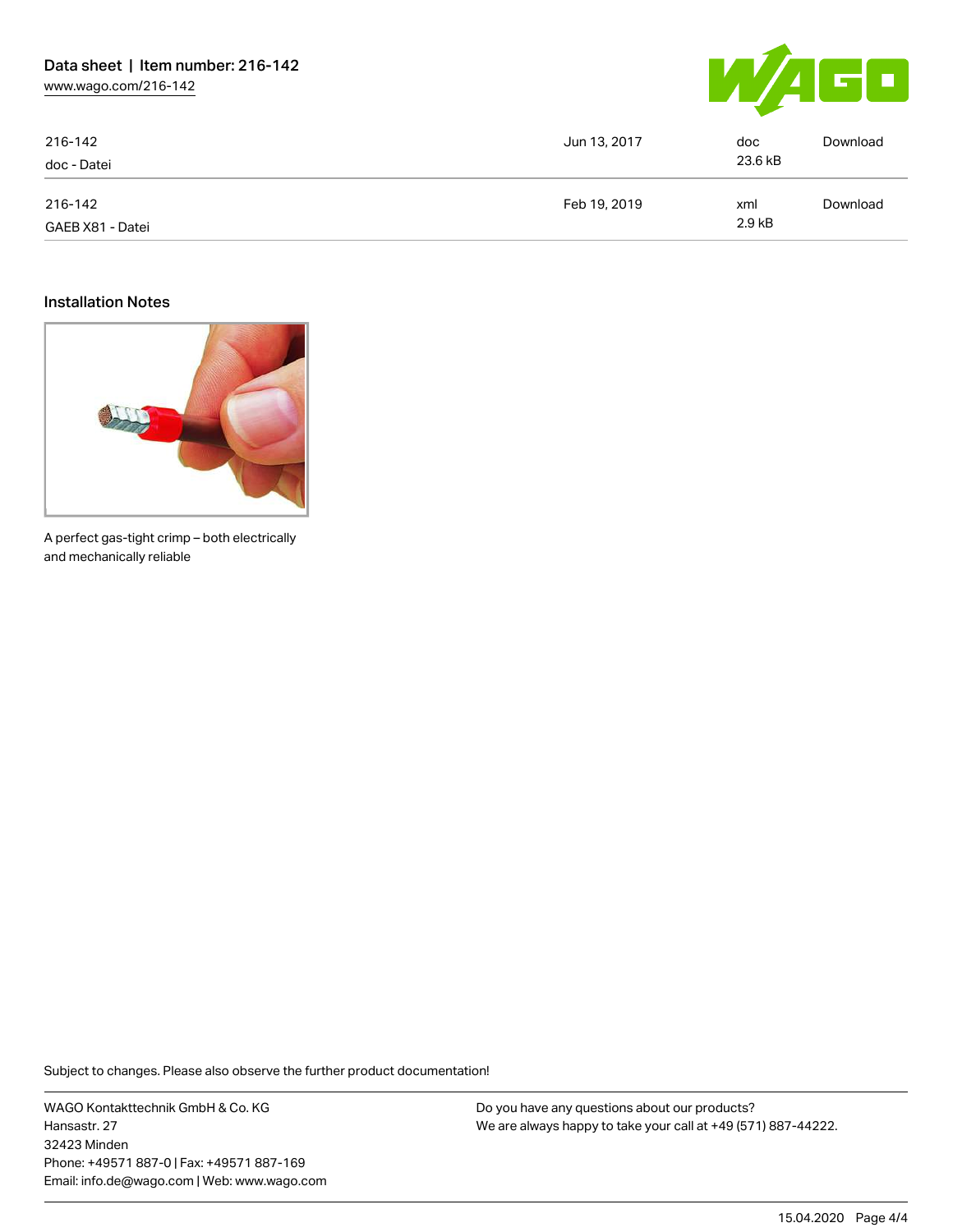| | | | |
|---|---|---|---|
| 216-142<br>doc - Datei | Jun 13, 2017 | doc<br>23.6 kB | Download |
| 216-142<br>GAEB X81 - Datei | Feb 19, 2019 | xml<br>2.9 kB | Download |

## Installation Notes

A perfect gas-tight crimp – both electrically and mechanically reliable

Subject to changes. Please also observe the further product documentation!

WAGO Kontakttechnik GmbH & Co. KG
Hansastr. 27
32423 Minden
Phone: +49571 887-0 | Fax: +49571 887-169
Email: info.de@wago.com | Web: www.wago.com

Do you have any questions about our products?
We are always happy to take your call at +49 (571) 887-44222.